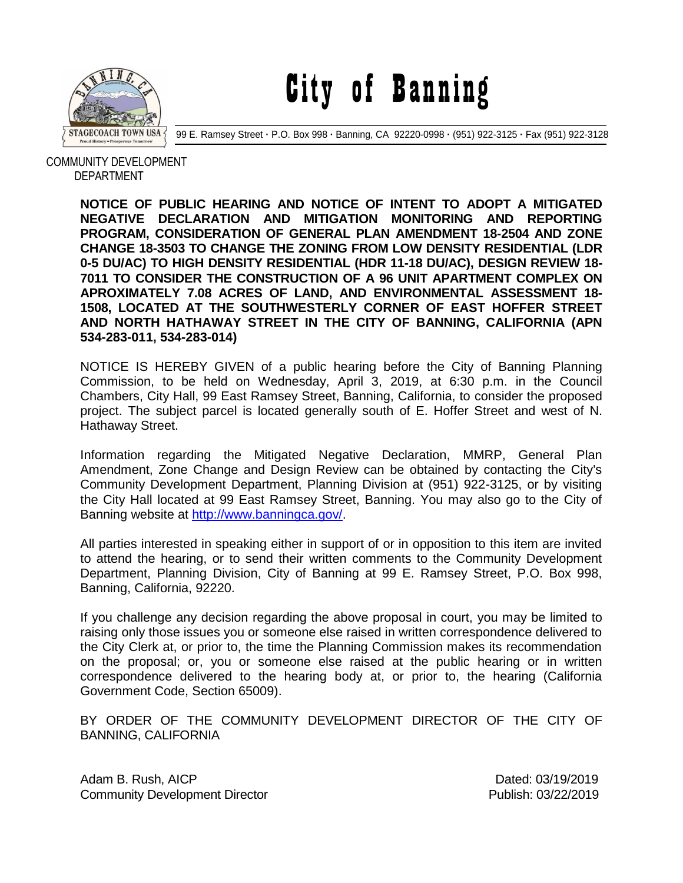# City of Banning

99 E. Ramsey Street · P.O. Box 998 · Banning, CA 92220-0998 · (951) 922-3125 · Fax (951) 922-3128

COMMUNITY DEVELOPMENT DEPARTMENT

**NOTICE OF PUBLIC HEARING AND NOTICE OF INTENT TO ADOPT A MITIGATED NEGATIVE DECLARATION AND MITIGATION MONITORING AND REPORTING PROGRAM, CONSIDERATION OF GENERAL PLAN AMENDMENT 18-2504 AND ZONE CHANGE 18-3503 TO CHANGE THE ZONING FROM LOW DENSITY RESIDENTIAL (LDR 0-5 DU/AC) TO HIGH DENSITY RESIDENTIAL (HDR 11-18 DU/AC), DESIGN REVIEW 18-7011 TO CONSIDER THE CONSTRUCTION OF A 96 UNIT APARTMENT COMPLEX ON APROXIMATELY 7.08 ACRES OF LAND, AND ENVIRONMENTAL ASSESSMENT 18-1508, LOCATED AT THE SOUTHWESTERLY CORNER OF EAST HOFFER STREET AND NORTH HATHAWAY STREET IN THE CITY OF BANNING, CALIFORNIA (APN 534-283-011, 534-283-014)**

NOTICE IS HEREBY GIVEN of a public hearing before the City of Banning Planning Commission, to be held on Wednesday, April 3, 2019, at 6:30 p.m. in the Council Chambers, City Hall, 99 East Ramsey Street, Banning, California, to consider the proposed project. The subject parcel is located generally south of E. Hoffer Street and west of N. Hathaway Street.

Information regarding the Mitigated Negative Declaration, MMRP, General Plan Amendment, Zone Change and Design Review can be obtained by contacting the City's Community Development Department, Planning Division at (951) 922-3125, or by visiting the City Hall located at 99 East Ramsey Street, Banning. You may also go to the City of Banning website at http://www.banningca.gov/.

All parties interested in speaking either in support of or in opposition to this item are invited to attend the hearing, or to send their written comments to the Community Development Department, Planning Division, City of Banning at 99 E. Ramsey Street, P.O. Box 998, Banning, California, 92220.

If you challenge any decision regarding the above proposal in court, you may be limited to raising only those issues you or someone else raised in written correspondence delivered to the City Clerk at, or prior to, the time the Planning Commission makes its recommendation on the proposal; or, you or someone else raised at the public hearing or in written correspondence delivered to the hearing body at, or prior to, the hearing (California Government Code, Section 65009).

BY ORDER OF THE COMMUNITY DEVELOPMENT DIRECTOR OF THE CITY OF BANNING, CALIFORNIA

Adam B. Rush, AICP
Community Development Director

Dated: 03/19/2019
Publish: 03/22/2019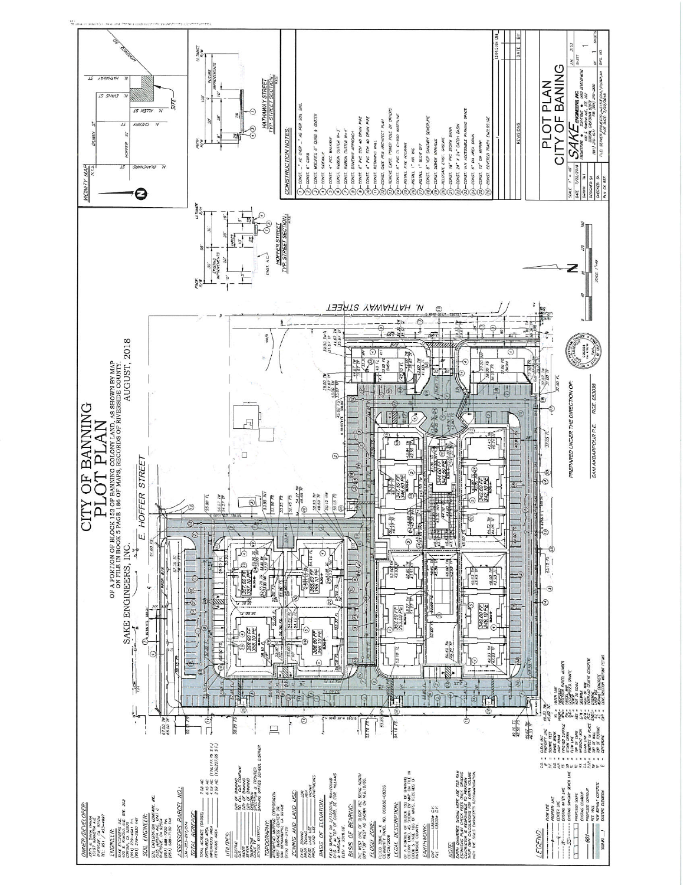# CITY OF BANNING

# PLOT PLAN

OF A PORTION OF BLOCK 152 OF BANNING COLONY LAND, AS SHOWN BY MAP ON FILE IN BOOK 5 PAGE 186 OF MAPS, RECORDS OF RIVERSIDE COUNTY.

SAKE ENGINEERS, INC. AUGUST, 2018

E. HOFFER STREET

N. HATHAWAY STREET

## OWNER/DEVELOPER:

## ENGINEER:

SAKE ENGINEERS, INC.
CORONA, CA

## SOIL ENGINEER:

SOIL EXPLORATION COMPANY, INC.

## ASSESSORS PARCEL NO.:

534-293-011/014

## TOTAL ACREAGE:

TOTAL ACREAGE (GROSS) — 7.08 AC.

## UTILITIES:

| | |
|---|---|
| ELECTRIC | CITY OF BANNING |
| GAS | SO. CAL. GAS COMPANY |
| WATER | CITY OF BANNING |
| SEWER | CITY OF BANNING |
| TELEPHONE | VERIZON |
| CABLE T.V. | SPECTRUM |
| SCHOOL DISTRICT | BANNING UNIFIED SCHOOL DISTRICT |

## TOPOGRAPHY:

## ZONING AND LAND USE:

## BASIS OF ELEVATION:

## BASIS OF BEARING:

## FLOOD ZONE:

## LEGAL DESCRIPTION:

OF A PORTION OF BLOCK 152 OF BANNING COLONY LAND, AS SHOWN BY MAP ON FILE IN BOOK 5 PAGE 186 OF MAPS, RECORDS OF RIVERSIDE COUNTY.

## EARTHWORK:

## NOTE:

EARTH QUANTITIES SHOWN HERE ARE FOR PLAN CHECKING FEES ONLY. GRADING CONTRACTOR IS RESPONSIBLE TO PERFORM THEIR OWN CALCULATIONS FOR EARTH VOLUME WITH THE SOILS ENGINEER'S ACCOMMODATION.

## LEGEND:

## VICINITY MAP

N.T.S.

SITE

N. HATHAWAY ST, N. EVANS ST, N. ALLEN ST, N. CHERRY ST, HOFFER ST, GILMAN ST, N. BLANCHARD ST

## HOFFER STREET TYP. STREET SECTION

N.T.S.

## HATHAWAY STREET TYP. STREET SECTION

N.T.S.

## CONSTRUCTION NOTES:

1. CONST. _" AC OVER _" AB PER SOIL ENG.
2. CONST. 6" CURB
3. CONST. MODIFIED 6" CURB & GUTTER
4. CONST. SIDEWALK
5. CONST. 4" PCC WALKWAY
6. CONST. RIBBON GUTTER W=3'
7. CONST. RIBBON GUTTER W=4'
8. CONST. DRIVEWAY APPROACH
9. CONST. 6" PVC SCH 40 DRAIN PIPE
10. CONST. 4" PVC SCH 40 DRAIN PIPE
11. CONST. RETAINING WALL
12. CONST. GATE PER ARCHITECT PLAN
13. REMOVE EXIST. POWER POLE BY OTHERS
14. CONST. 8" PVC CL C-900 WATERLINE
15. INSTALL FIRE HYDRANT
16. INSTALL 1" AIR VAC
17. INSTALL 1" BLOW OFF
18. CONST. 8" VCP SANITARY SEWERLINE
19. CONST. SEWER MANHOLE
20. RELOCATE EXIST. GASLINE
21. CONST. 18" PVC STORM DRAIN
22. CONST. 24" X 24" CATCH BASIN
23. CONST. VAN ACCESSIBLE PARKING SPACE
24. CONST. 8" DIA AREA DRAIN
25. CONST. 12" DIA RIPRAP
26. CONST. COVERED TRASH ENCLOSURE

PREPARED UNDER THE DIRECTION OF:

SAM AKBARPOUR P.E. RCE 053038

SCALE: 1"=40'

## PLOT PLAN

## CITY OF BANING

SAKE ENGINEERS INC.

REVISIONS | DATE | BY